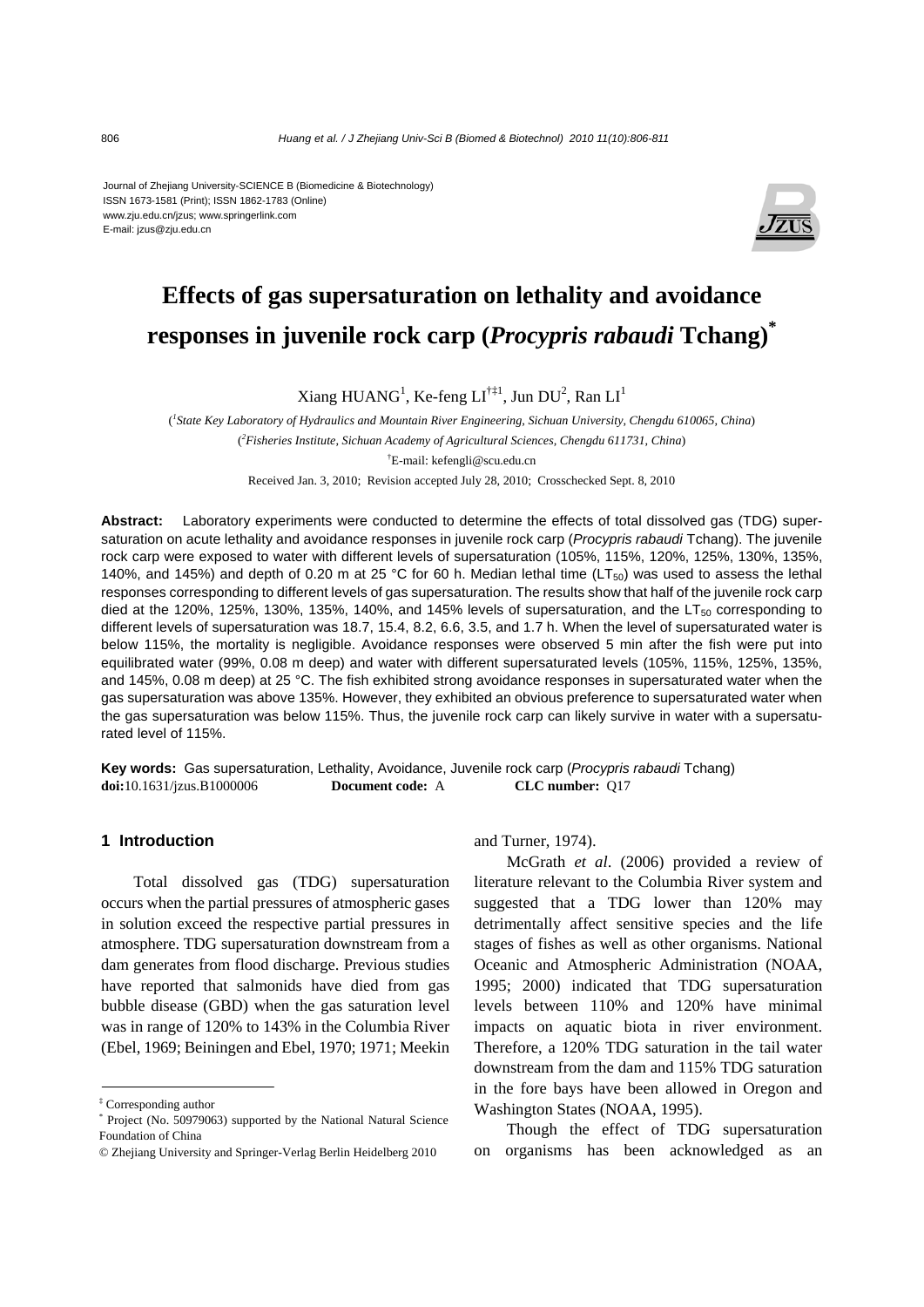Journal of Zhejiang University-SCIENCE B (Biomedicine & Biotechnology)
ISSN 1673-1581 (Print); ISSN 1862-1783 (Online)
www.zju.edu.cn/jzus; www.springerlink.com
E-mail: jzus@zju.edu.cn

# Effects of gas supersaturation on lethality and avoidance responses in juvenile rock carp (*Procypris rabaudi* Tchang)*

Xiang HUANG[1], Ke-feng LI[†‡1], Jun DU[2], Ran LI[1]

([1]*State Key Laboratory of Hydraulics and Mountain River Engineering, Sichuan University, Chengdu 610065, China*)

([2]*Fisheries Institute, Sichuan Academy of Agricultural Sciences, Chengdu 611731, China*)

[†]E-mail: kefengli@scu.edu.cn

Received Jan. 3, 2010; Revision accepted July 28, 2010; Crosschecked Sept. 8, 2010

**Abstract:** Laboratory experiments were conducted to determine the effects of total dissolved gas (TDG) supersaturation on acute lethality and avoidance responses in juvenile rock carp (*Procypris rabaudi* Tchang). The juvenile rock carp were exposed to water with different levels of supersaturation (105%, 115%, 120%, 125%, 130%, 135%, 140%, and 145%) and depth of 0.20 m at 25 °C for 60 h. Median lethal time ($LT_{50}$) was used to assess the lethal responses corresponding to different levels of gas supersaturation. The results show that half of the juvenile rock carp died at the 120%, 125%, 130%, 135%, 140%, and 145% levels of supersaturation, and the $LT_{50}$ corresponding to different levels of supersaturation was 18.7, 15.4, 8.2, 6.6, 3.5, and 1.7 h. When the level of supersaturated water is below 115%, the mortality is negligible. Avoidance responses were observed 5 min after the fish were put into equilibrated water (99%, 0.08 m deep) and water with different supersaturated levels (105%, 115%, 125%, 135%, and 145%, 0.08 m deep) at 25 °C. The fish exhibited strong avoidance responses in supersaturated water when the gas supersaturation was above 135%. However, they exhibited an obvious preference to supersaturated water when the gas supersaturation was below 115%. Thus, the juvenile rock carp can likely survive in water with a supersaturated level of 115%.

**Key words:** Gas supersaturation, Lethality, Avoidance, Juvenile rock carp (*Procypris rabaudi* Tchang)
**doi:**10.1631/jzus.B1000006 **Document code:** A **CLC number:** Q17

## 1 Introduction

Total dissolved gas (TDG) supersaturation occurs when the partial pressures of atmospheric gases in solution exceed the respective partial pressures in atmosphere. TDG supersaturation downstream from a dam generates from flood discharge. Previous studies have reported that salmonids have died from gas bubble disease (GBD) when the gas saturation level was in range of 120% to 143% in the Columbia River (Ebel, 1969; Beiningen and Ebel, 1970; 1971; Meekin and Turner, 1974).

McGrath *et al*. (2006) provided a review of literature relevant to the Columbia River system and suggested that a TDG lower than 120% may detrimentally affect sensitive species and the life stages of fishes as well as other organisms. National Oceanic and Atmospheric Administration (NOAA, 1995; 2000) indicated that TDG supersaturation levels between 110% and 120% have minimal impacts on aquatic biota in river environment. Therefore, a 120% TDG saturation in the tail water downstream from the dam and 115% TDG saturation in the fore bays have been allowed in Oregon and Washington States (NOAA, 1995).

Though the effect of TDG supersaturation on organisms has been acknowledged as an

---

‡ Corresponding author

\* Project (No. 50979063) supported by the National Natural Science Foundation of China

© Zhejiang University and Springer-Verlag Berlin Heidelberg 2010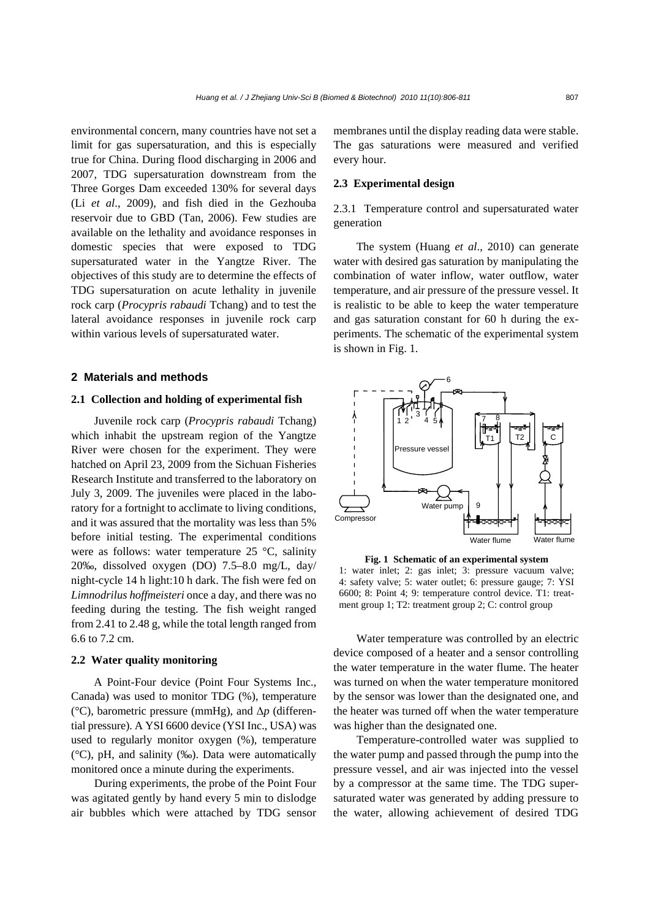environmental concern, many countries have not set a limit for gas supersaturation, and this is especially true for China. During flood discharging in 2006 and 2007, TDG supersaturation downstream from the Three Gorges Dam exceeded 130% for several days (Li *et al*., 2009), and fish died in the Gezhouba reservoir due to GBD (Tan, 2006). Few studies are available on the lethality and avoidance responses in domestic species that were exposed to TDG supersaturated water in the Yangtze River. The objectives of this study are to determine the effects of TDG supersaturation on acute lethality in juvenile rock carp (*Procypris rabaudi* Tchang) and to test the lateral avoidance responses in juvenile rock carp within various levels of supersaturated water.

## 2 Materials and methods

### 2.1 Collection and holding of experimental fish

Juvenile rock carp (*Procypris rabaudi* Tchang) which inhabit the upstream region of the Yangtze River were chosen for the experiment. They were hatched on April 23, 2009 from the Sichuan Fisheries Research Institute and transferred to the laboratory on July 3, 2009. The juveniles were placed in the laboratory for a fortnight to acclimate to living conditions, and it was assured that the mortality was less than 5% before initial testing. The experimental conditions were as follows: water temperature 25 °C, salinity 20‰, dissolved oxygen (DO) 7.5–8.0 mg/L, day/night-cycle 14 h light:10 h dark. The fish were fed on *Limnodrilus hoffmeisteri* once a day, and there was no feeding during the testing. The fish weight ranged from 2.41 to 2.48 g, while the total length ranged from 6.6 to 7.2 cm.

### 2.2 Water quality monitoring

A Point-Four device (Point Four Systems Inc., Canada) was used to monitor TDG (%), temperature (°C), barometric pressure (mmHg), and $\Delta p$ (differential pressure). A YSI 6600 device (YSI Inc., USA) was used to regularly monitor oxygen (%), temperature (°C), pH, and salinity (‰). Data were automatically monitored once a minute during the experiments.

During experiments, the probe of the Point Four was agitated gently by hand every 5 min to dislodge air bubbles which were attached by TDG sensor membranes until the display reading data were stable. The gas saturations were measured and verified every hour.

### 2.3 Experimental design

#### 2.3.1 Temperature control and supersaturated water generation

The system (Huang *et al*., 2010) can generate water with desired gas saturation by manipulating the combination of water inflow, water outflow, water temperature, and air pressure of the pressure vessel. It is realistic to be able to keep the water temperature and gas saturation constant for 60 h during the experiments. The schematic of the experimental system is shown in Fig. 1.

**Fig. 1 Schematic of an experimental system**
1: water inlet; 2: gas inlet; 3: pressure vacuum valve; 4: safety valve; 5: water outlet; 6: pressure gauge; 7: YSI 6600; 8: Point 4; 9: temperature control device. T1: treatment group 1; T2: treatment group 2; C: control group

Water temperature was controlled by an electric device composed of a heater and a sensor controlling the water temperature in the water flume. The heater was turned on when the water temperature monitored by the sensor was lower than the designated one, and the heater was turned off when the water temperature was higher than the designated one.

Temperature-controlled water was supplied to the water pump and passed through the pump into the pressure vessel, and air was injected into the vessel by a compressor at the same time. The TDG supersaturated water was generated by adding pressure to the water, allowing achievement of desired TDG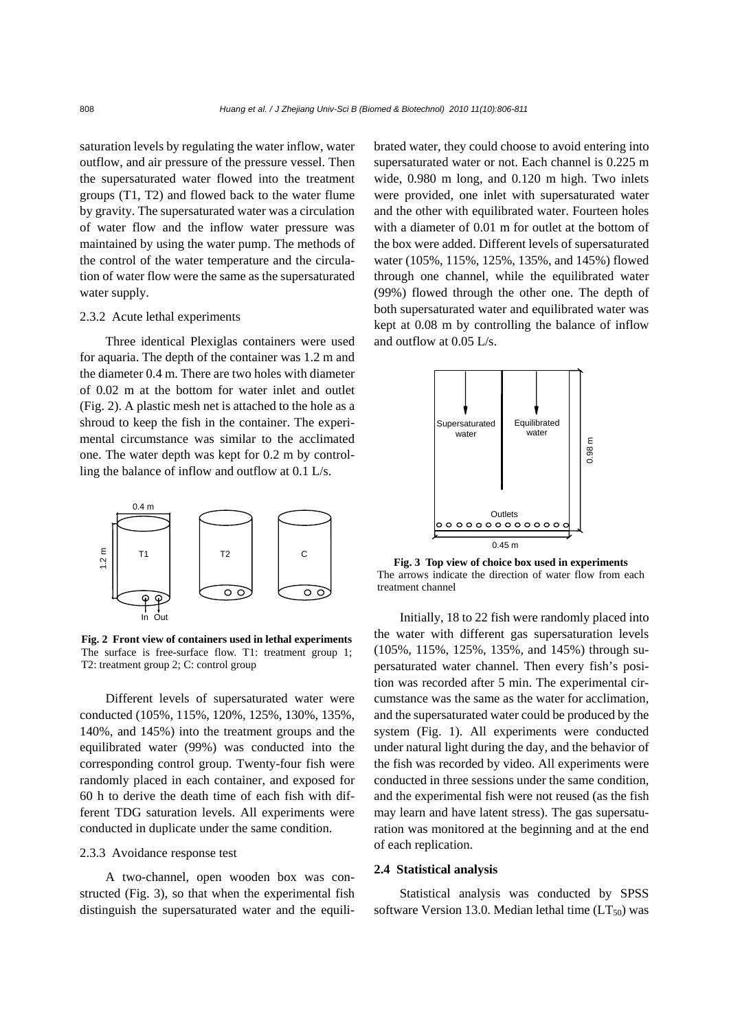saturation levels by regulating the water inflow, water outflow, and air pressure of the pressure vessel. Then the supersaturated water flowed into the treatment groups (T1, T2) and flowed back to the water flume by gravity. The supersaturated water was a circulation of water flow and the inflow water pressure was maintained by using the water pump. The methods of the control of the water temperature and the circulation of water flow were the same as the supersaturated water supply.

### 2.3.2 Acute lethal experiments

Three identical Plexiglas containers were used for aquaria. The depth of the container was 1.2 m and the diameter 0.4 m. There are two holes with diameter of 0.02 m at the bottom for water inlet and outlet (Fig. 2). A plastic mesh net is attached to the hole as a shroud to keep the fish in the container. The experimental circumstance was similar to the acclimated one. The water depth was kept for 0.2 m by controlling the balance of inflow and outflow at 0.1 L/s.

**Fig. 2 Front view of containers used in lethal experiments**
The surface is free-surface flow. T1: treatment group 1; T2: treatment group 2; C: control group

Different levels of supersaturated water were conducted (105%, 115%, 120%, 125%, 130%, 135%, 140%, and 145%) into the treatment groups and the equilibrated water (99%) was conducted into the corresponding control group. Twenty-four fish were randomly placed in each container, and exposed for 60 h to derive the death time of each fish with different TDG saturation levels. All experiments were conducted in duplicate under the same condition.

### 2.3.3 Avoidance response test

A two-channel, open wooden box was constructed (Fig. 3), so that when the experimental fish distinguish the supersaturated water and the equilibrated water, they could choose to avoid entering into supersaturated water or not. Each channel is 0.225 m wide, 0.980 m long, and 0.120 m high. Two inlets were provided, one inlet with supersaturated water and the other with equilibrated water. Fourteen holes with a diameter of 0.01 m for outlet at the bottom of the box were added. Different levels of supersaturated water (105%, 115%, 125%, 135%, and 145%) flowed through one channel, while the equilibrated water (99%) flowed through the other one. The depth of both supersaturated water and equilibrated water was kept at 0.08 m by controlling the balance of inflow and outflow at 0.05 L/s.

**Fig. 3 Top view of choice box used in experiments**
The arrows indicate the direction of water flow from each treatment channel

Initially, 18 to 22 fish were randomly placed into the water with different gas supersaturation levels (105%, 115%, 125%, 135%, and 145%) through supersaturated water channel. Then every fish's position was recorded after 5 min. The experimental circumstance was the same as the water for acclimation, and the supersaturated water could be produced by the system (Fig. 1). All experiments were conducted under natural light during the day, and the behavior of the fish was recorded by video. All experiments were conducted in three sessions under the same condition, and the experimental fish were not reused (as the fish may learn and have latent stress). The gas supersaturation was monitored at the beginning and at the end of each replication.

## 2.4 Statistical analysis

Statistical analysis was conducted by SPSS software Version 13.0. Median lethal time ($LT_{50}$) was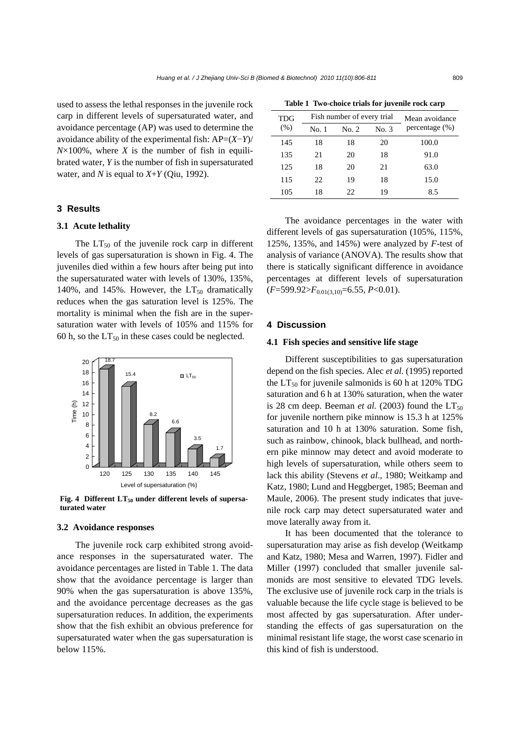used to assess the lethal responses in the juvenile rock carp in different levels of supersaturated water, and avoidance percentage (AP) was used to determine the avoidance ability of the experimental fish: AP=$(X-Y)/N\times100\%$, where $X$ is the number of fish in equilibrated water, $Y$ is the number of fish in supersaturated water, and $N$ is equal to $X+Y$ (Qiu, 1992).

## 3 Results

### 3.1 Acute lethality

The $LT_{50}$ of the juvenile rock carp in different levels of gas supersaturation is shown in Fig. 4. The juveniles died within a few hours after being put into the supersaturated water with levels of 130%, 135%, 140%, and 145%. However, the $LT_{50}$ dramatically reduces when the gas saturation level is 125%. The mortality is minimal when the fish are in the supersaturation water with levels of 105% and 115% for 60 h, so the $LT_{50}$ in these cases could be neglected.

**Fig. 4 Different $LT_{50}$ under different levels of supersaturated water**

### 3.2 Avoidance responses

The juvenile rock carp exhibited strong avoidance responses in the supersaturated water. The avoidance percentages are listed in Table 1. The data show that the avoidance percentage is larger than 90% when the gas supersaturation is above 135%, and the avoidance percentage decreases as the gas supersaturation reduces. In addition, the experiments show that the fish exhibit an obvious preference for supersaturated water when the gas supersaturation is below 115%.

**Table 1 Two-choice trials for juvenile rock carp**

| TDG (%) | Fish number of every trial | | | Mean avoidance percentage (%) |
|---|---|---|---|---|
| | No. 1 | No. 2 | No. 3 | |
| 145 | 18 | 18 | 20 | 100.0 |
| 135 | 21 | 20 | 18 | 91.0 |
| 125 | 18 | 20 | 21 | 63.0 |
| 115 | 22 | 19 | 18 | 15.0 |
| 105 | 18 | 22 | 19 | 8.5 |

The avoidance percentages in the water with different levels of gas supersaturation (105%, 115%, 125%, 135%, and 145%) were analyzed by $F$-test of analysis of variance (ANOVA). The results show that there is statically significant difference in avoidance percentages at different levels of supersaturation ($F=599.92>F_{0.01(3,10)}=6.55$, $P<0.01$).

## 4 Discussion

### 4.1 Fish species and sensitive life stage

Different susceptibilities to gas supersaturation depend on the fish species. Alec *et al.* (1995) reported the $LT_{50}$ for juvenile salmonids is 60 h at 120% TDG saturation and 6 h at 130% saturation, when the water is 28 cm deep. Beeman *et al.* (2003) found the $LT_{50}$ for juvenile northern pike minnow is 15.3 h at 125% saturation and 10 h at 130% saturation. Some fish, such as rainbow, chinook, black bullhead, and northern pike minnow may detect and avoid moderate to high levels of supersaturation, while others seem to lack this ability (Stevens *et al*., 1980; Weitkamp and Katz, 1980; Lund and Heggberget, 1985; Beeman and Maule, 2006). The present study indicates that juvenile rock carp may detect supersaturated water and move laterally away from it.

It has been documented that the tolerance to supersaturation may arise as fish develop (Weitkamp and Katz, 1980; Mesa and Warren, 1997). Fidler and Miller (1997) concluded that smaller juvenile salmonids are most sensitive to elevated TDG levels. The exclusive use of juvenile rock carp in the trials is valuable because the life cycle stage is believed to be most affected by gas supersaturation. After understanding the effects of gas supersaturation on the minimal resistant life stage, the worst case scenario in this kind of fish is understood.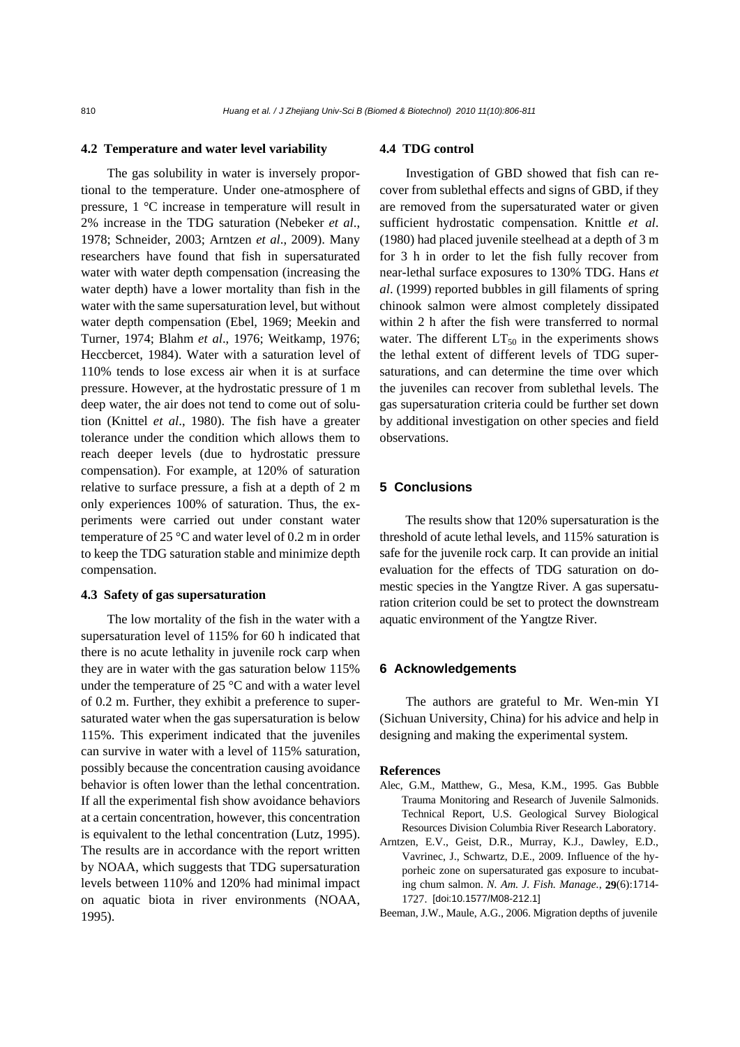### 4.2 Temperature and water level variability

The gas solubility in water is inversely proportional to the temperature. Under one-atmosphere of pressure, 1 °C increase in temperature will result in 2% increase in the TDG saturation (Nebeker *et al*., 1978; Schneider, 2003; Arntzen *et al*., 2009). Many researchers have found that fish in supersaturated water with water depth compensation (increasing the water depth) have a lower mortality than fish in the water with the same supersaturation level, but without water depth compensation (Ebel, 1969; Meekin and Turner, 1974; Blahm *et al*., 1976; Weitkamp, 1976; Heccbercet, 1984). Water with a saturation level of 110% tends to lose excess air when it is at surface pressure. However, at the hydrostatic pressure of 1 m deep water, the air does not tend to come out of solution (Knittel *et al*., 1980). The fish have a greater tolerance under the condition which allows them to reach deeper levels (due to hydrostatic pressure compensation). For example, at 120% of saturation relative to surface pressure, a fish at a depth of 2 m only experiences 100% of saturation. Thus, the experiments were carried out under constant water temperature of 25 °C and water level of 0.2 m in order to keep the TDG saturation stable and minimize depth compensation.

### 4.3 Safety of gas supersaturation

The low mortality of the fish in the water with a supersaturation level of 115% for 60 h indicated that there is no acute lethality in juvenile rock carp when they are in water with the gas saturation below 115% under the temperature of 25 °C and with a water level of 0.2 m. Further, they exhibit a preference to supersaturated water when the gas supersaturation is below 115%. This experiment indicated that the juveniles can survive in water with a level of 115% saturation, possibly because the concentration causing avoidance behavior is often lower than the lethal concentration. If all the experimental fish show avoidance behaviors at a certain concentration, however, this concentration is equivalent to the lethal concentration (Lutz, 1995). The results are in accordance with the report written by NOAA, which suggests that TDG supersaturation levels between 110% and 120% had minimal impact on aquatic biota in river environments (NOAA, 1995).

### 4.4 TDG control

Investigation of GBD showed that fish can recover from sublethal effects and signs of GBD, if they are removed from the supersaturated water or given sufficient hydrostatic compensation. Knittle *et al*. (1980) had placed juvenile steelhead at a depth of 3 m for 3 h in order to let the fish fully recover from near-lethal surface exposures to 130% TDG. Hans *et al*. (1999) reported bubbles in gill filaments of spring chinook salmon were almost completely dissipated within 2 h after the fish were transferred to normal water. The different $LT_{50}$ in the experiments shows the lethal extent of different levels of TDG supersaturations, and can determine the time over which the juveniles can recover from sublethal levels. The gas supersaturation criteria could be further set down by additional investigation on other species and field observations.

## 5 Conclusions

The results show that 120% supersaturation is the threshold of acute lethal levels, and 115% saturation is safe for the juvenile rock carp. It can provide an initial evaluation for the effects of TDG saturation on domestic species in the Yangtze River. A gas supersaturation criterion could be set to protect the downstream aquatic environment of the Yangtze River.

## 6 Acknowledgements

The authors are grateful to Mr. Wen-min YI (Sichuan University, China) for his advice and help in designing and making the experimental system.

### References

Alec, G.M., Matthew, G., Mesa, K.M., 1995. Gas Bubble Trauma Monitoring and Research of Juvenile Salmonids. Technical Report, U.S. Geological Survey Biological Resources Division Columbia River Research Laboratory.

Arntzen, E.V., Geist, D.R., Murray, K.J., Dawley, E.D., Vavrinec, J., Schwartz, D.E., 2009. Influence of the hyporheic zone on supersaturated gas exposure to incubating chum salmon. *N. Am. J. Fish. Manage.*, **29**(6):1714-1727. [doi:10.1577/M08-212.1]

Beeman, J.W., Maule, A.G., 2006. Migration depths of juvenile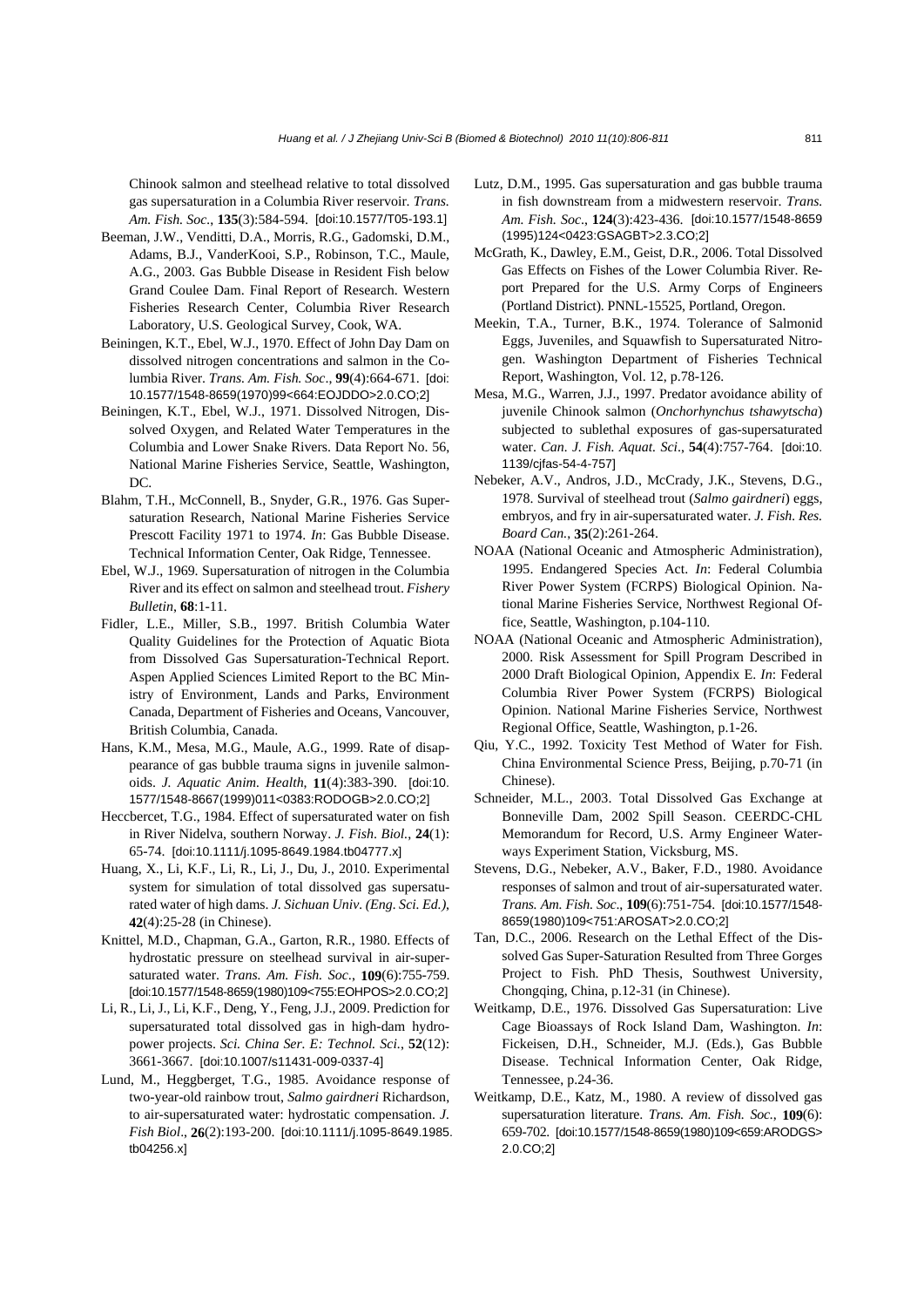Chinook salmon and steelhead relative to total dissolved gas supersaturation in a Columbia River reservoir. *Trans. Am. Fish. Soc.*, **135**(3):584-594. [doi:10.1577/T05-193.1]

Beeman, J.W., Venditti, D.A., Morris, R.G., Gadomski, D.M., Adams, B.J., VanderKooi, S.P., Robinson, T.C., Maule, A.G., 2003. Gas Bubble Disease in Resident Fish below Grand Coulee Dam. Final Report of Research. Western Fisheries Research Center, Columbia River Research Laboratory, U.S. Geological Survey, Cook, WA.

Beiningen, K.T., Ebel, W.J., 1970. Effect of John Day Dam on dissolved nitrogen concentrations and salmon in the Columbia River. *Trans. Am. Fish. Soc*., **99**(4):664-671. [doi:10.1577/1548-8659(1970)99<664:EOJDDO>2.0.CO;2]

Beiningen, K.T., Ebel, W.J., 1971. Dissolved Nitrogen, Dissolved Oxygen, and Related Water Temperatures in the Columbia and Lower Snake Rivers. Data Report No. 56, National Marine Fisheries Service, Seattle, Washington, DC.

Blahm, T.H., McConnell, B., Snyder, G.R., 1976. Gas Supersaturation Research, National Marine Fisheries Service Prescott Facility 1971 to 1974. *In*: Gas Bubble Disease. Technical Information Center, Oak Ridge, Tennessee.

Ebel, W.J., 1969. Supersaturation of nitrogen in the Columbia River and its effect on salmon and steelhead trout. *Fishery Bulletin*, **68**:1-11.

Fidler, L.E., Miller, S.B., 1997. British Columbia Water Quality Guidelines for the Protection of Aquatic Biota from Dissolved Gas Supersaturation-Technical Report. Aspen Applied Sciences Limited Report to the BC Ministry of Environment, Lands and Parks, Environment Canada, Department of Fisheries and Oceans, Vancouver, British Columbia, Canada.

Hans, K.M., Mesa, M.G., Maule, A.G., 1999. Rate of disappearance of gas bubble trauma signs in juvenile salmonoids. *J. Aquatic Anim. Health*, **11**(4):383-390. [doi:10.1577/1548-8667(1999)011<0383:RODOGB>2.0.CO;2]

Heccbercet, T.G., 1984. Effect of supersaturated water on fish in River Nidelva, southern Norway. *J. Fish. Biol.*, **24**(1):65-74. [doi:10.1111/j.1095-8649.1984.tb04777.x]

Huang, X., Li, K.F., Li, R., Li, J., Du, J., 2010. Experimental system for simulation of total dissolved gas supersaturated water of high dams. *J. Sichuan Univ. (Eng. Sci. Ed.)*, **42**(4):25-28 (in Chinese).

Knittel, M.D., Chapman, G.A., Garton, R.R., 1980. Effects of hydrostatic pressure on steelhead survival in air-supersaturated water. *Trans. Am. Fish. Soc.*, **109**(6):755-759. [doi:10.1577/1548-8659(1980)109<755:EOHPOS>2.0.CO;2]

Li, R., Li, J., Li, K.F., Deng, Y., Feng, J.J., 2009. Prediction for supersaturated total dissolved gas in high-dam hydropower projects. *Sci. China Ser. E: Technol. Sci.*, **52**(12):3661-3667. [doi:10.1007/s11431-009-0337-4]

Lund, M., Heggberget, T.G., 1985. Avoidance response of two-year-old rainbow trout, *Salmo gairdneri* Richardson, to air-supersaturated water: hydrostatic compensation. *J. Fish Biol*., **26**(2):193-200. [doi:10.1111/j.1095-8649.1985.tb04256.x]

Lutz, D.M., 1995. Gas supersaturation and gas bubble trauma in fish downstream from a midwestern reservoir. *Trans. Am. Fish. Soc*., **124**(3):423-436. [doi:10.1577/1548-8659(1995)124<0423:GSAGBT>2.3.CO;2]

McGrath, K., Dawley, E.M., Geist, D.R., 2006. Total Dissolved Gas Effects on Fishes of the Lower Columbia River. Report Prepared for the U.S. Army Corps of Engineers (Portland District). PNNL-15525, Portland, Oregon.

Meekin, T.A., Turner, B.K., 1974. Tolerance of Salmonid Eggs, Juveniles, and Squawfish to Supersaturated Nitrogen. Washington Department of Fisheries Technical Report, Washington, Vol. 12, p.78-126.

Mesa, M.G., Warren, J.J., 1997. Predator avoidance ability of juvenile Chinook salmon (*Onchorhynchus tshawytscha*) subjected to sublethal exposures of gas-supersaturated water. *Can. J. Fish. Aquat. Sci*., **54**(4):757-764. [doi:10.1139/cjfas-54-4-757]

Nebeker, A.V., Andros, J.D., McCrady, J.K., Stevens, D.G., 1978. Survival of steelhead trout (*Salmo gairdneri*) eggs, embryos, and fry in air-supersaturated water. *J. Fish. Res. Board Can.*, **35**(2):261-264.

NOAA (National Oceanic and Atmospheric Administration), 1995. Endangered Species Act. *In*: Federal Columbia River Power System (FCRPS) Biological Opinion. National Marine Fisheries Service, Northwest Regional Office, Seattle, Washington, p.104-110.

NOAA (National Oceanic and Atmospheric Administration), 2000. Risk Assessment for Spill Program Described in 2000 Draft Biological Opinion, Appendix E. *In*: Federal Columbia River Power System (FCRPS) Biological Opinion. National Marine Fisheries Service, Northwest Regional Office, Seattle, Washington, p.1-26.

Qiu, Y.C., 1992. Toxicity Test Method of Water for Fish. China Environmental Science Press, Beijing, p.70-71 (in Chinese).

Schneider, M.L., 2003. Total Dissolved Gas Exchange at Bonneville Dam, 2002 Spill Season. CEERDC-CHL Memorandum for Record, U.S. Army Engineer Waterways Experiment Station, Vicksburg, MS.

Stevens, D.G., Nebeker, A.V., Baker, F.D., 1980. Avoidance responses of salmon and trout of air-supersaturated water. *Trans. Am. Fish. Soc*., **109**(6):751-754. [doi:10.1577/1548-8659(1980)109<751:AROSAT>2.0.CO;2]

Tan, D.C., 2006. Research on the Lethal Effect of the Dissolved Gas Super-Saturation Resulted from Three Gorges Project to Fish. PhD Thesis, Southwest University, Chongqing, China, p.12-31 (in Chinese).

Weitkamp, D.E., 1976. Dissolved Gas Supersaturation: Live Cage Bioassays of Rock Island Dam, Washington. *In*: Fickeisen, D.H., Schneider, M.J. (Eds.), Gas Bubble Disease. Technical Information Center, Oak Ridge, Tennessee, p.24-36.

Weitkamp, D.E., Katz, M., 1980. A review of dissolved gas supersaturation literature. *Trans. Am. Fish. Soc.*, **109**(6):659-702. [doi:10.1577/1548-8659(1980)109<659:ARODGS>2.0.CO;2]